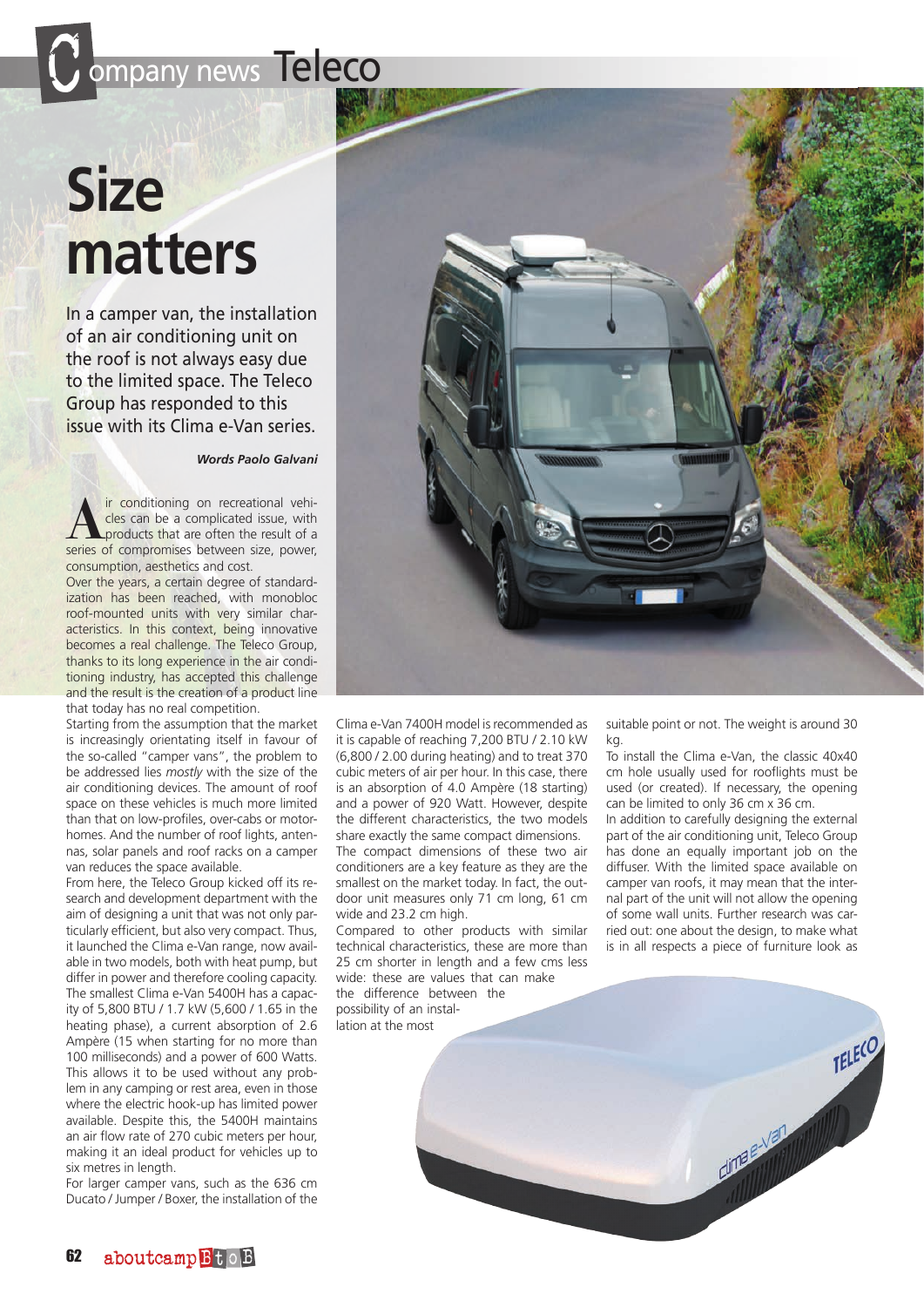# Size matters

In a camper van, the installation of an air conditioning unit on the roof is not always easy due to the limited space. The Teleco Group has responded to this issue with its Clima e-Van series.

***Words Paolo Galvani***

Air conditioning on recreational vehicles can be a complicated issue, with products that are often the result of a series of compromises between size, power, consumption, aesthetics and cost.

Over the years, a certain degree of standardization has been reached, with monobloc roof-mounted units with very similar characteristics. In this context, being innovative becomes a real challenge. The Teleco Group, thanks to its long experience in the air conditioning industry, has accepted this challenge and the result is the creation of a product line that today has no real competition.

Starting from the assumption that the market is increasingly orientating itself in favour of the so-called "camper vans", the problem to be addressed lies *mostly* with the size of the air conditioning devices. The amount of roof space on these vehicles is much more limited than that on low-profiles, over-cabs or motorhomes. And the number of roof lights, antennas, solar panels and roof racks on a camper van reduces the space available.

From here, the Teleco Group kicked off its research and development department with the aim of designing a unit that was not only particularly efficient, but also very compact. Thus, it launched the Clima e-Van range, now available in two models, both with heat pump, but differ in power and therefore cooling capacity. The smallest Clima e-Van 5400H has a capacity of 5,800 BTU / 1.7 kW (5,600 / 1.65 in the heating phase), a current absorption of 2.6 Ampère (15 when starting for no more than 100 milliseconds) and a power of 600 Watts. This allows it to be used without any problem in any camping or rest area, even in those where the electric hook-up has limited power available. Despite this, the 5400H maintains an air flow rate of 270 cubic meters per hour, making it an ideal product for vehicles up to six metres in length.

For larger camper vans, such as the 636 cm Ducato / Jumper / Boxer, the installation of the Clima e-Van 7400H model is recommended as it is capable of reaching 7,200 BTU / 2.10 kW (6,800 / 2.00 during heating) and to treat 370 cubic meters of air per hour. In this case, there is an absorption of 4.0 Ampère (18 starting) and a power of 920 Watt. However, despite the different characteristics, the two models share exactly the same compact dimensions.

The compact dimensions of these two air conditioners are a key feature as they are the smallest on the market today. In fact, the outdoor unit measures only 71 cm long, 61 cm wide and 23.2 cm high.

Compared to other products with similar technical characteristics, these are more than 25 cm shorter in length and a few cms less wide: these are values that can make the difference between the possibility of an installation at the most suitable point or not. The weight is around 30 kg.

To install the Clima e-Van, the classic 40x40 cm hole usually used for rooflights must be used (or created). If necessary, the opening can be limited to only 36 cm x 36 cm.

In addition to carefully designing the external part of the air conditioning unit, Teleco Group has done an equally important job on the diffuser. With the limited space available on camper van roofs, it may mean that the internal part of the unit will not allow the opening of some wall units. Further research was carried out: one about the design, to make what is in all respects a piece of furniture look as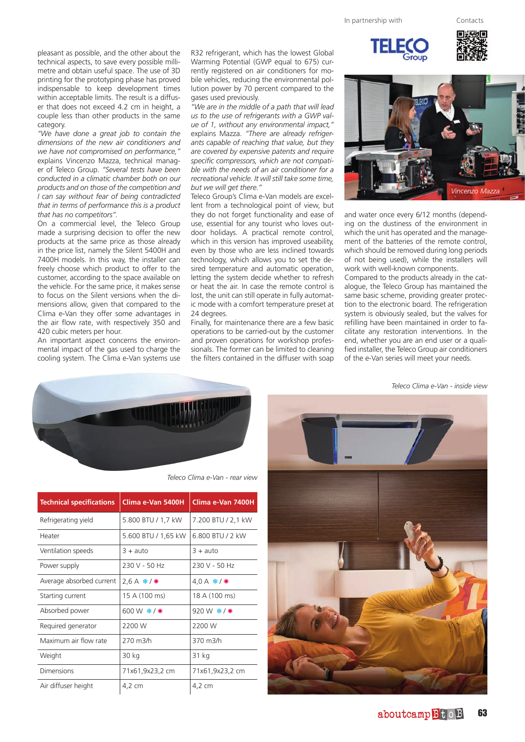pleasant as possible, and the other about the technical aspects, to save every possible millimetre and obtain useful space. The use of 3D printing for the prototyping phase has proved indispensable to keep development times within acceptable limits. The result is a diffuser that does not exceed 4.2 cm in height, a couple less than other products in the same category.

*"We have done a great job to contain the dimensions of the new air conditioners and we have not compromised on performance,"* explains Vincenzo Mazza, technical manager of Teleco Group. *"Several tests have been conducted in a climatic chamber both on our products and on those of the competition and I can say without fear of being contradicted that in terms of performance this is a product that has no competitors".*

On a commercial level, the Teleco Group made a surprising decision to offer the new products at the same price as those already in the price list, namely the Silent 5400H and 7400H models. In this way, the installer can freely choose which product to offer to the customer, according to the space available on the vehicle. For the same price, it makes sense to focus on the Silent versions when the dimensions allow, given that compared to the Clima e-Van they offer some advantages in the air flow rate, with respectively 350 and 420 cubic meters per hour.

An important aspect concerns the environmental impact of the gas used to charge the cooling system. The Clima e-Van systems use R32 refrigerant, which has the lowest Global Warming Potential (GWP equal to 675) currently registered on air conditioners for mobile vehicles, reducing the environmental pollution power by 70 percent compared to the gases used previously.

*"We are in the middle of a path that will lead us to the use of refrigerants with a GWP value of 1, without any environmental impact,"* explains Mazza. *"There are already refrigerants capable of reaching that value, but they are covered by expensive patents and require specific compressors, which are not compatible with the needs of an air conditioner for a recreational vehicle. It will still take some time, but we will get there."*

Teleco Group's Clima e-Van models are excellent from a technological point of view, but they do not forget functionality and ease of use, essential for any tourist who loves outdoor holidays. A practical remote control, which in this version has improved useability, even by those who are less inclined towards technology, which allows you to set the desired temperature and automatic operation, letting the system decide whether to refresh or heat the air. In case the remote control is lost, the unit can still operate in fully automatic mode with a comfort temperature preset at 24 degrees.

Finally, for maintenance there are a few basic operations to be carried-out by the customer and proven operations for workshop professionals. The former can be limited to cleaning the filters contained in the diffuser with soap and water once every 6/12 months (depending on the dustiness of the environment in which the unit has operated and the management of the batteries of the remote control, which should be removed during long periods of not being used), while the installers will work with well-known components.

Compared to the products already in the catalogue, the Teleco Group has maintained the same basic scheme, providing greater protection to the electronic board. The refrigeration system is obviously sealed, but the valves for refilling have been maintained in order to facilitate any restoration interventions. In the end, whether you are an end user or a qualified installer, the Teleco Group air conditioners of the e-Van series will meet your needs.

In partnership with

Contacts

*Vincenzo Mazza*

*Teleco Clima e-Van - rear view*

*Teleco Clima e-Van - inside view*

| Technical specifications | Clima e-Van 5400H | Clima e-Van 7400H |
|---|---|---|
| Refrigerating yield | 5.800 BTU / 1,7 kW | 7.200 BTU / 2,1 kW |
| Heater | 5.600 BTU / 1,65 kW | 6.800 BTU / 2 kW |
| Ventilation speeds | 3 + auto | 3 + auto |
| Power supply | 230 V - 50 Hz | 230 V - 50 Hz |
| Average absorbed current | 2,6 A ❄ / ☀ | 4,0 A ❄ / ☀ |
| Starting current | 15 A (100 ms) | 18 A (100 ms) |
| Absorbed power | 600 W ❄ / ☀ | 920 W ❄ / ☀ |
| Required generator | 2200 W | 2200 W |
| Maximum air flow rate | 270 m3/h | 370 m3/h |
| Weight | 30 kg | 31 kg |
| Dimensions | 71x61,9x23,2 cm | 71x61,9x23,2 cm |
| Air diffuser height | 4,2 cm | 4,2 cm |